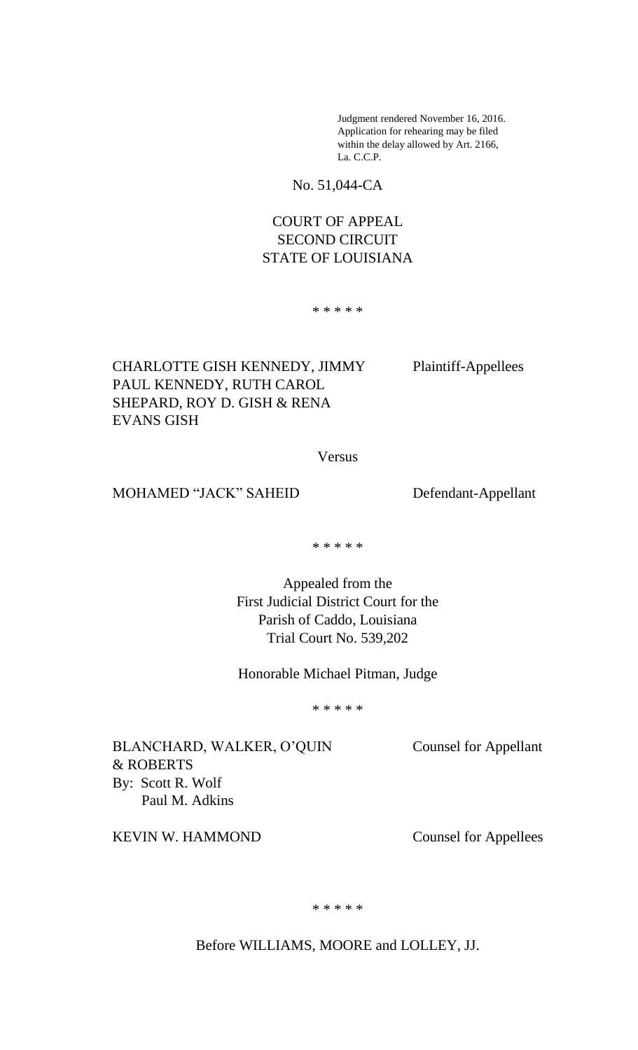Judgment rendered November 16, 2016.
Application for rehearing may be filed
within the delay allowed by Art. 2166,
La. C.C.P.

No. 51,044-CA

COURT OF APPEAL
SECOND CIRCUIT
STATE OF LOUISIANA

\* \* \* \* \*

CHARLOTTE GISH KENNEDY, JIMMY PAUL KENNEDY, RUTH CAROL SHEPARD, ROY D. GISH & RENA EVANS GISH — Plaintiff-Appellees

Versus

MOHAMED "JACK" SAHEID — Defendant-Appellant

\* \* \* \* \*

Appealed from the
First Judicial District Court for the
Parish of Caddo, Louisiana
Trial Court No. 539,202

Honorable Michael Pitman, Judge

\* \* \* \* \*

BLANCHARD, WALKER, O'QUIN & ROBERTS
By: Scott R. Wolf
Paul M. Adkins
— Counsel for Appellant

KEVIN W. HAMMOND — Counsel for Appellees

\* \* \* \* \*

Before WILLIAMS, MOORE and LOLLEY, JJ.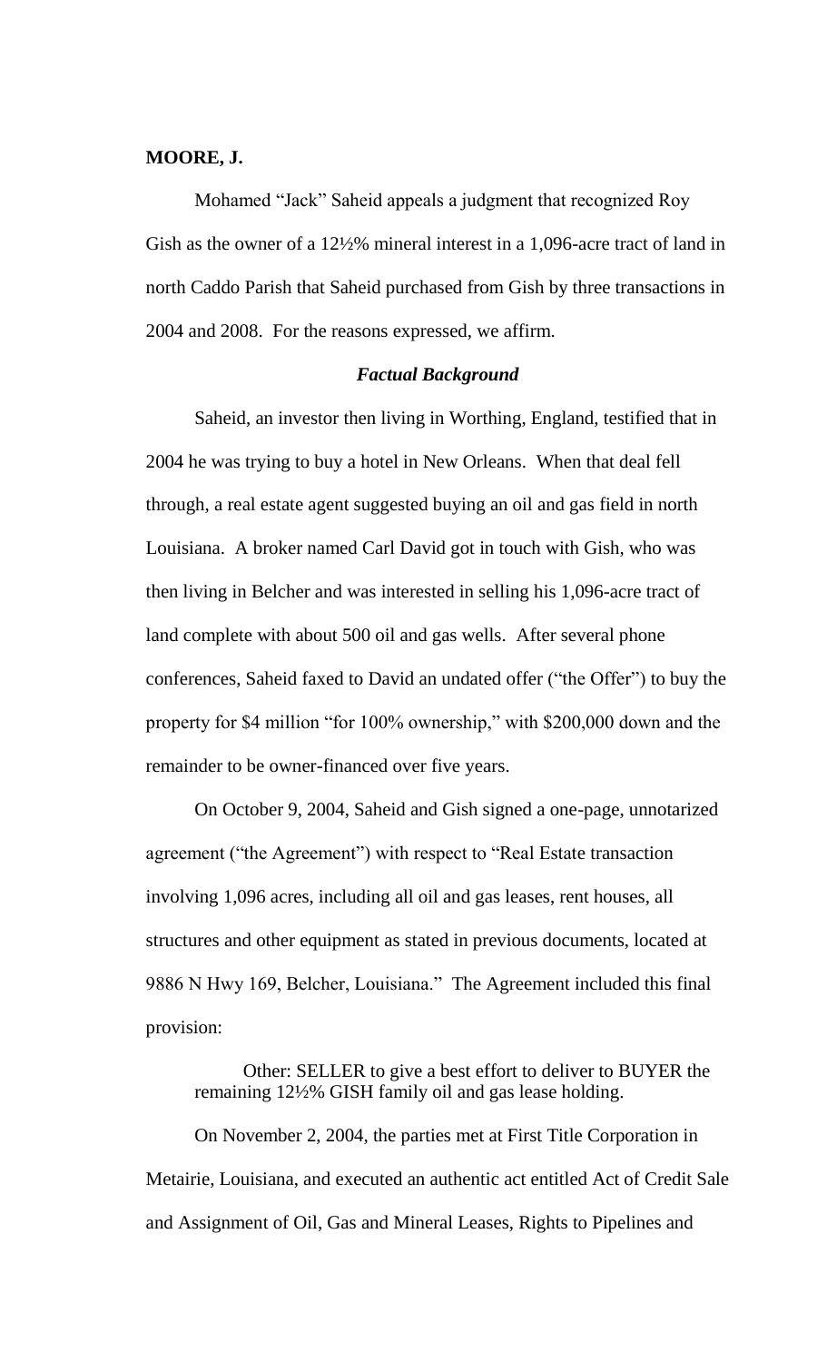**MOORE, J.**

Mohamed "Jack" Saheid appeals a judgment that recognized Roy Gish as the owner of a 12½% mineral interest in a 1,096-acre tract of land in north Caddo Parish that Saheid purchased from Gish by three transactions in 2004 and 2008. For the reasons expressed, we affirm.

### *Factual Background*

Saheid, an investor then living in Worthing, England, testified that in 2004 he was trying to buy a hotel in New Orleans. When that deal fell through, a real estate agent suggested buying an oil and gas field in north Louisiana. A broker named Carl David got in touch with Gish, who was then living in Belcher and was interested in selling his 1,096-acre tract of land complete with about 500 oil and gas wells. After several phone conferences, Saheid faxed to David an undated offer ("the Offer") to buy the property for $4 million "for 100% ownership," with $200,000 down and the remainder to be owner-financed over five years.

On October 9, 2004, Saheid and Gish signed a one-page, unnotarized agreement ("the Agreement") with respect to "Real Estate transaction involving 1,096 acres, including all oil and gas leases, rent houses, all structures and other equipment as stated in previous documents, located at 9886 N Hwy 169, Belcher, Louisiana." The Agreement included this final provision:

> Other: SELLER to give a best effort to deliver to BUYER the remaining 12½% GISH family oil and gas lease holding.

On November 2, 2004, the parties met at First Title Corporation in Metairie, Louisiana, and executed an authentic act entitled Act of Credit Sale and Assignment of Oil, Gas and Mineral Leases, Rights to Pipelines and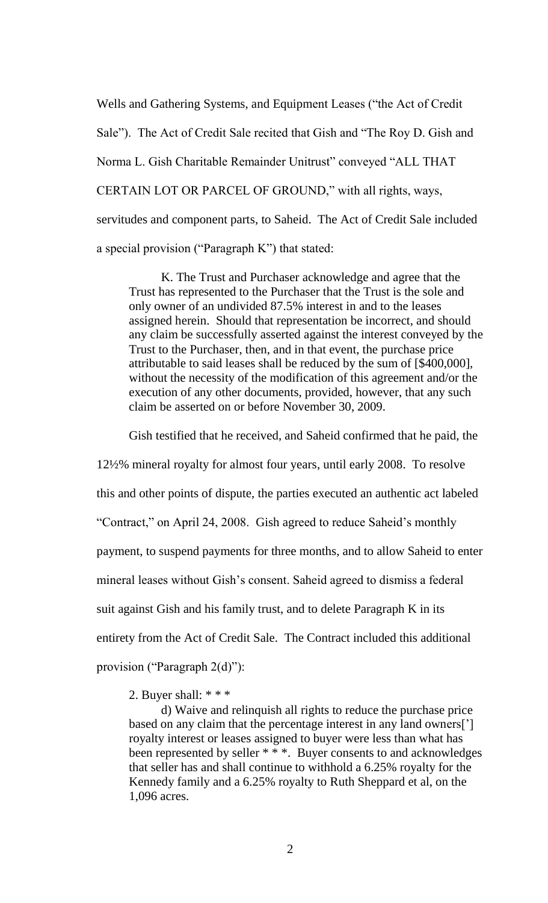Wells and Gathering Systems, and Equipment Leases ("the Act of Credit Sale"). The Act of Credit Sale recited that Gish and "The Roy D. Gish and Norma L. Gish Charitable Remainder Unitrust" conveyed "ALL THAT CERTAIN LOT OR PARCEL OF GROUND," with all rights, ways, servitudes and component parts, to Saheid. The Act of Credit Sale included a special provision ("Paragraph K") that stated:

> K. The Trust and Purchaser acknowledge and agree that the Trust has represented to the Purchaser that the Trust is the sole and only owner of an undivided 87.5% interest in and to the leases assigned herein. Should that representation be incorrect, and should any claim be successfully asserted against the interest conveyed by the Trust to the Purchaser, then, and in that event, the purchase price attributable to said leases shall be reduced by the sum of [$400,000], without the necessity of the modification of this agreement and/or the execution of any other documents, provided, however, that any such claim be asserted on or before November 30, 2009.

Gish testified that he received, and Saheid confirmed that he paid, the 12½% mineral royalty for almost four years, until early 2008. To resolve this and other points of dispute, the parties executed an authentic act labeled "Contract," on April 24, 2008. Gish agreed to reduce Saheid's monthly payment, to suspend payments for three months, and to allow Saheid to enter mineral leases without Gish's consent. Saheid agreed to dismiss a federal suit against Gish and his family trust, and to delete Paragraph K in its entirety from the Act of Credit Sale. The Contract included this additional provision ("Paragraph 2(d)"):

> 2. Buyer shall: * * *
>
> d) Waive and relinquish all rights to reduce the purchase price based on any claim that the percentage interest in any land owners['] royalty interest or leases assigned to buyer were less than what has been represented by seller * * *. Buyer consents to and acknowledges that seller has and shall continue to withhold a 6.25% royalty for the Kennedy family and a 6.25% royalty to Ruth Sheppard et al, on the 1,096 acres.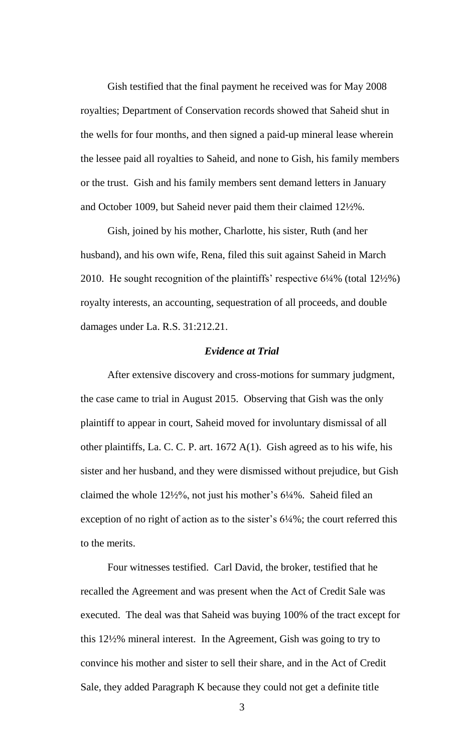Gish testified that the final payment he received was for May 2008 royalties; Department of Conservation records showed that Saheid shut in the wells for four months, and then signed a paid-up mineral lease wherein the lessee paid all royalties to Saheid, and none to Gish, his family members or the trust. Gish and his family members sent demand letters in January and October 2009, but Saheid never paid them their claimed 12½%.

Gish, joined by his mother, Charlotte, his sister, Ruth (and her husband), and his own wife, Rena, filed this suit against Saheid in March 2010. He sought recognition of the plaintiffs' respective 6¼% (total 12½%) royalty interests, an accounting, sequestration of all proceeds, and double damages under La. R.S. 31:212.21.

### *Evidence at Trial*

After extensive discovery and cross-motions for summary judgment, the case came to trial in August 2015. Observing that Gish was the only plaintiff to appear in court, Saheid moved for involuntary dismissal of all other plaintiffs, La. C. C. P. art. 1672 A(1). Gish agreed as to his wife, his sister and her husband, and they were dismissed without prejudice, but Gish claimed the whole 12½%, not just his mother's 6¼%. Saheid filed an exception of no right of action as to the sister's 6¼%; the court referred this to the merits.

Four witnesses testified. Carl David, the broker, testified that he recalled the Agreement and was present when the Act of Credit Sale was executed. The deal was that Saheid was buying 100% of the tract except for this 12½% mineral interest. In the Agreement, Gish was going to try to convince his mother and sister to sell their share, and in the Act of Credit Sale, they added Paragraph K because they could not get a definite title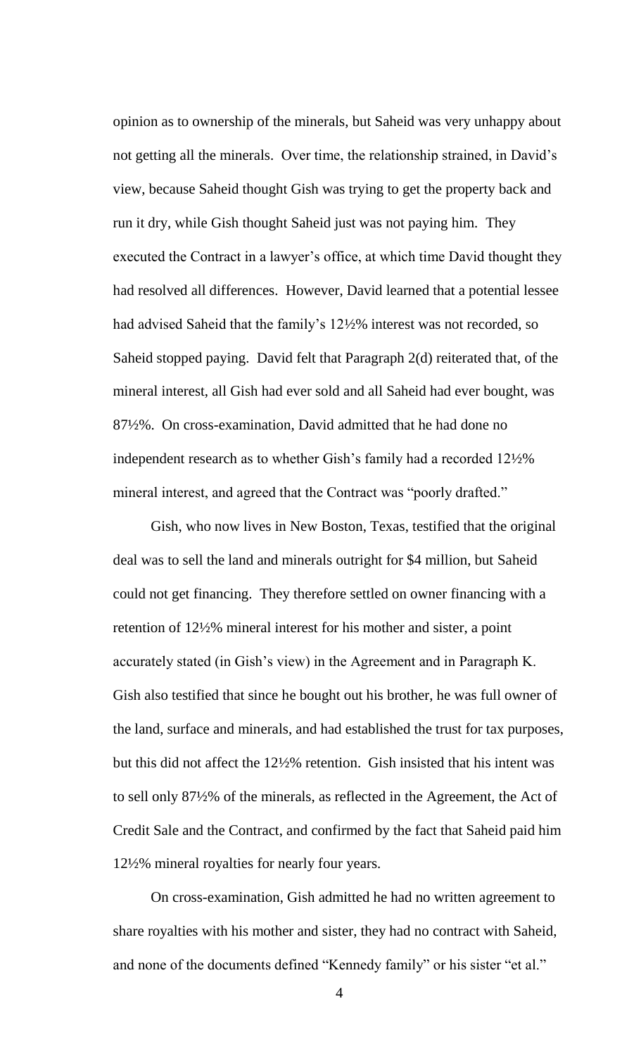opinion as to ownership of the minerals, but Saheid was very unhappy about not getting all the minerals. Over time, the relationship strained, in David's view, because Saheid thought Gish was trying to get the property back and run it dry, while Gish thought Saheid just was not paying him. They executed the Contract in a lawyer's office, at which time David thought they had resolved all differences. However, David learned that a potential lessee had advised Saheid that the family's 12½% interest was not recorded, so Saheid stopped paying. David felt that Paragraph 2(d) reiterated that, of the mineral interest, all Gish had ever sold and all Saheid had ever bought, was 87½%. On cross-examination, David admitted that he had done no independent research as to whether Gish's family had a recorded 12½% mineral interest, and agreed that the Contract was "poorly drafted."

Gish, who now lives in New Boston, Texas, testified that the original deal was to sell the land and minerals outright for $4 million, but Saheid could not get financing. They therefore settled on owner financing with a retention of 12½% mineral interest for his mother and sister, a point accurately stated (in Gish's view) in the Agreement and in Paragraph K. Gish also testified that since he bought out his brother, he was full owner of the land, surface and minerals, and had established the trust for tax purposes, but this did not affect the 12½% retention. Gish insisted that his intent was to sell only 87½% of the minerals, as reflected in the Agreement, the Act of Credit Sale and the Contract, and confirmed by the fact that Saheid paid him 12½% mineral royalties for nearly four years.

On cross-examination, Gish admitted he had no written agreement to share royalties with his mother and sister, they had no contract with Saheid, and none of the documents defined "Kennedy family" or his sister "et al."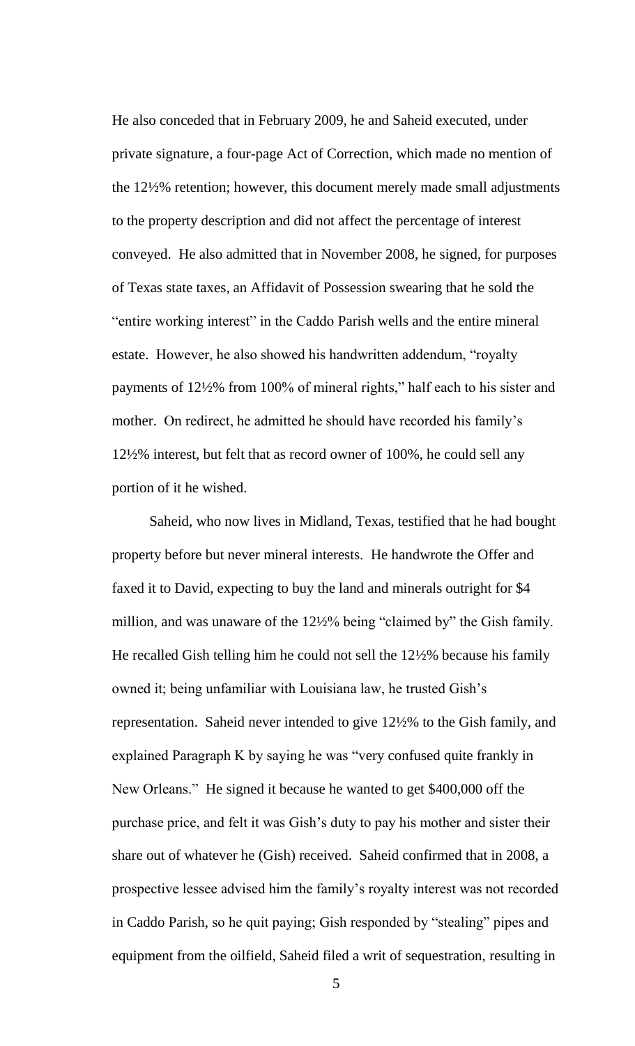He also conceded that in February 2009, he and Saheid executed, under private signature, a four-page Act of Correction, which made no mention of the 12½% retention; however, this document merely made small adjustments to the property description and did not affect the percentage of interest conveyed. He also admitted that in November 2008, he signed, for purposes of Texas state taxes, an Affidavit of Possession swearing that he sold the "entire working interest" in the Caddo Parish wells and the entire mineral estate. However, he also showed his handwritten addendum, "royalty payments of 12½% from 100% of mineral rights," half each to his sister and mother. On redirect, he admitted he should have recorded his family's 12½% interest, but felt that as record owner of 100%, he could sell any portion of it he wished.

Saheid, who now lives in Midland, Texas, testified that he had bought property before but never mineral interests. He handwrote the Offer and faxed it to David, expecting to buy the land and minerals outright for $4 million, and was unaware of the 12½% being "claimed by" the Gish family. He recalled Gish telling him he could not sell the 12½% because his family owned it; being unfamiliar with Louisiana law, he trusted Gish's representation. Saheid never intended to give 12½% to the Gish family, and explained Paragraph K by saying he was "very confused quite frankly in New Orleans." He signed it because he wanted to get $400,000 off the purchase price, and felt it was Gish's duty to pay his mother and sister their share out of whatever he (Gish) received. Saheid confirmed that in 2008, a prospective lessee advised him the family's royalty interest was not recorded in Caddo Parish, so he quit paying; Gish responded by "stealing" pipes and equipment from the oilfield, Saheid filed a writ of sequestration, resulting in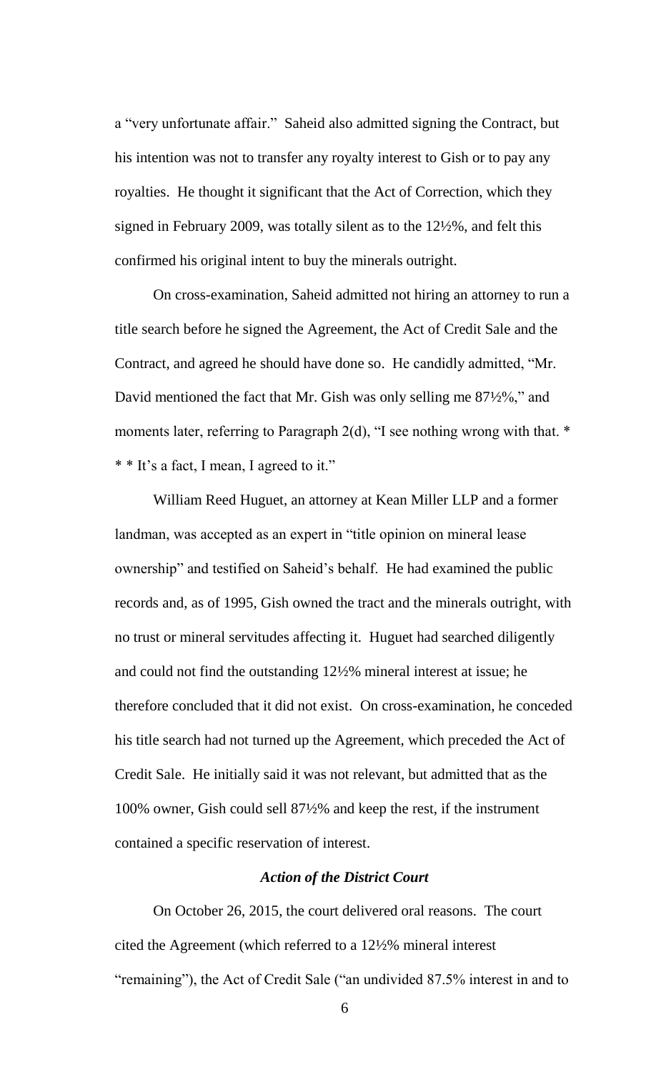a "very unfortunate affair." Saheid also admitted signing the Contract, but his intention was not to transfer any royalty interest to Gish or to pay any royalties. He thought it significant that the Act of Correction, which they signed in February 2009, was totally silent as to the 12½%, and felt this confirmed his original intent to buy the minerals outright.

On cross-examination, Saheid admitted not hiring an attorney to run a title search before he signed the Agreement, the Act of Credit Sale and the Contract, and agreed he should have done so. He candidly admitted, "Mr. David mentioned the fact that Mr. Gish was only selling me 87½%," and moments later, referring to Paragraph 2(d), "I see nothing wrong with that. * * * It's a fact, I mean, I agreed to it."

William Reed Huguet, an attorney at Kean Miller LLP and a former landman, was accepted as an expert in "title opinion on mineral lease ownership" and testified on Saheid's behalf. He had examined the public records and, as of 1995, Gish owned the tract and the minerals outright, with no trust or mineral servitudes affecting it. Huguet had searched diligently and could not find the outstanding 12½% mineral interest at issue; he therefore concluded that it did not exist. On cross-examination, he conceded his title search had not turned up the Agreement, which preceded the Act of Credit Sale. He initially said it was not relevant, but admitted that as the 100% owner, Gish could sell 87½% and keep the rest, if the instrument contained a specific reservation of interest.

### *Action of the District Court*

On October 26, 2015, the court delivered oral reasons. The court cited the Agreement (which referred to a 12½% mineral interest "remaining"), the Act of Credit Sale ("an undivided 87.5% interest in and to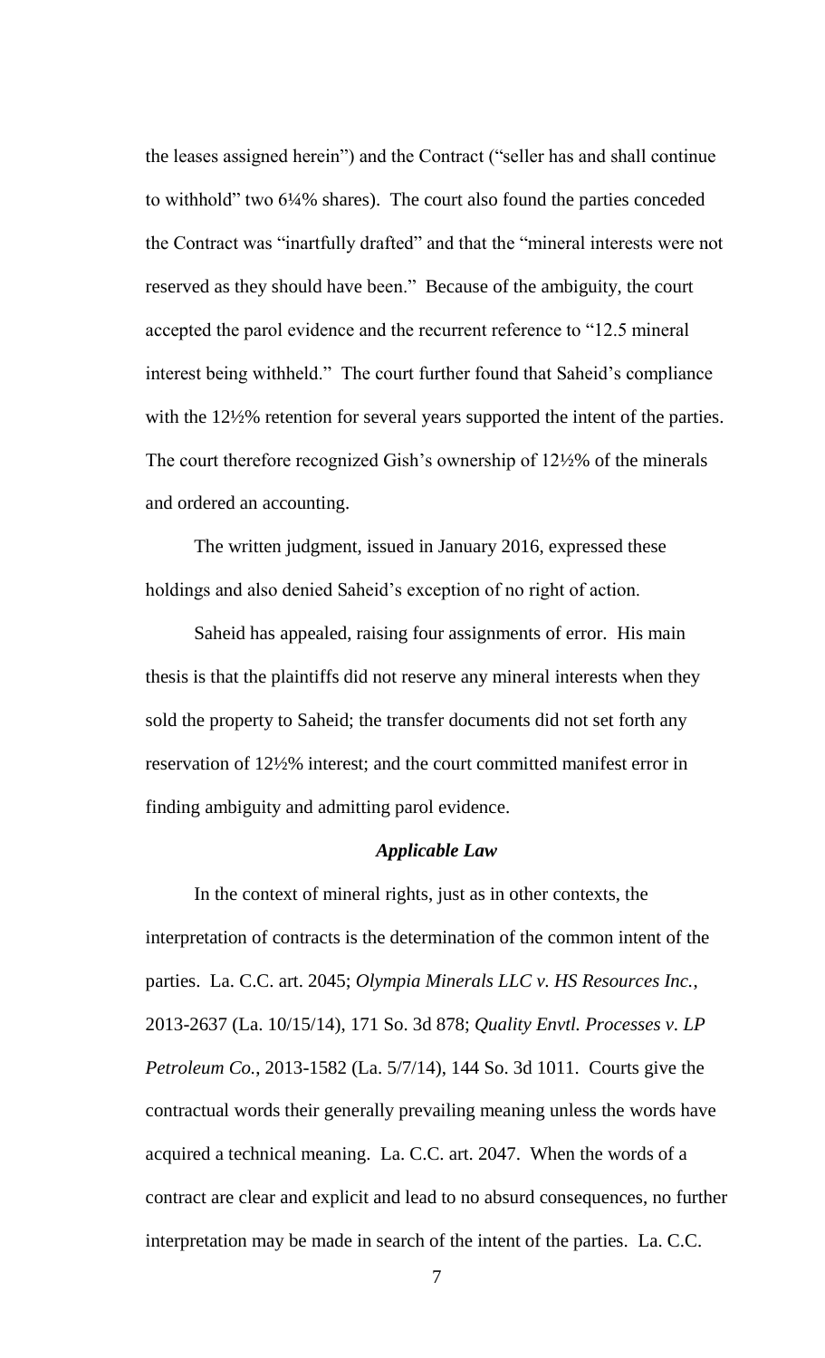the leases assigned herein") and the Contract ("seller has and shall continue to withhold" two 6¼% shares). The court also found the parties conceded the Contract was "inartfully drafted" and that the "mineral interests were not reserved as they should have been." Because of the ambiguity, the court accepted the parol evidence and the recurrent reference to "12.5 mineral interest being withheld." The court further found that Saheid's compliance with the 12½% retention for several years supported the intent of the parties. The court therefore recognized Gish's ownership of 12½% of the minerals and ordered an accounting.

The written judgment, issued in January 2016, expressed these holdings and also denied Saheid's exception of no right of action.

Saheid has appealed, raising four assignments of error. His main thesis is that the plaintiffs did not reserve any mineral interests when they sold the property to Saheid; the transfer documents did not set forth any reservation of 12½% interest; and the court committed manifest error in finding ambiguity and admitting parol evidence.

### *Applicable Law*

In the context of mineral rights, just as in other contexts, the interpretation of contracts is the determination of the common intent of the parties. La. C.C. art. 2045; *Olympia Minerals LLC v. HS Resources Inc.*, 2013-2637 (La. 10/15/14), 171 So. 3d 878; *Quality Envtl. Processes v. LP Petroleum Co.*, 2013-1582 (La. 5/7/14), 144 So. 3d 1011. Courts give the contractual words their generally prevailing meaning unless the words have acquired a technical meaning. La. C.C. art. 2047. When the words of a contract are clear and explicit and lead to no absurd consequences, no further interpretation may be made in search of the intent of the parties. La. C.C.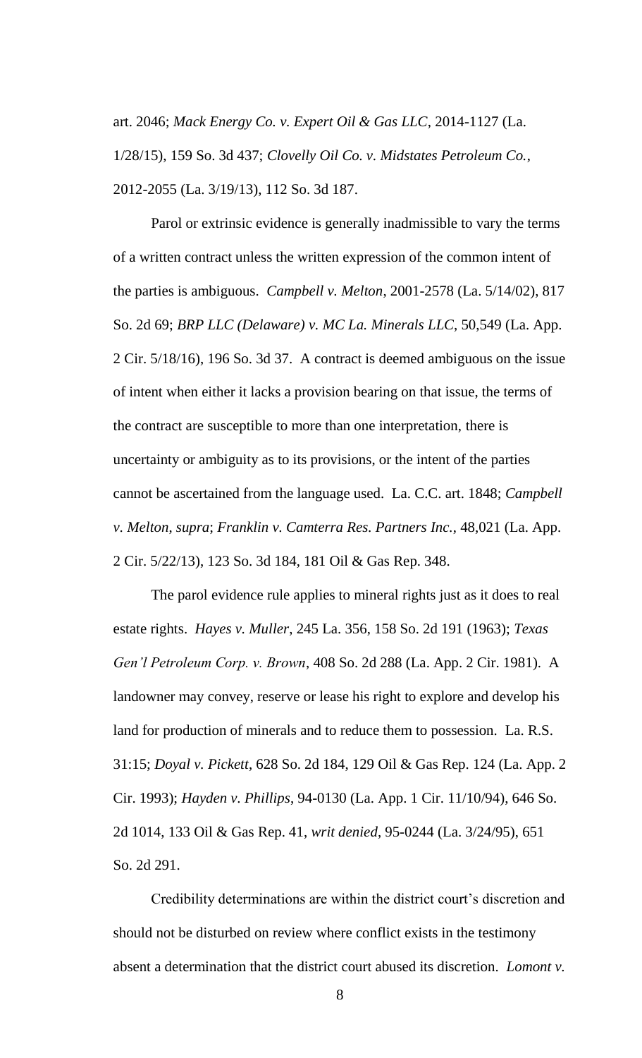art. 2046; *Mack Energy Co. v. Expert Oil & Gas LLC*, 2014-1127 (La. 1/28/15), 159 So. 3d 437; *Clovelly Oil Co. v. Midstates Petroleum Co.*, 2012-2055 (La. 3/19/13), 112 So. 3d 187.

Parol or extrinsic evidence is generally inadmissible to vary the terms of a written contract unless the written expression of the common intent of the parties is ambiguous. *Campbell v. Melton*, 2001-2578 (La. 5/14/02), 817 So. 2d 69; *BRP LLC (Delaware) v. MC La. Minerals LLC*, 50,549 (La. App. 2 Cir. 5/18/16), 196 So. 3d 37. A contract is deemed ambiguous on the issue of intent when either it lacks a provision bearing on that issue, the terms of the contract are susceptible to more than one interpretation, there is uncertainty or ambiguity as to its provisions, or the intent of the parties cannot be ascertained from the language used. La. C.C. art. 1848; *Campbell v. Melton*, *supra*; *Franklin v. Camterra Res. Partners Inc.*, 48,021 (La. App. 2 Cir. 5/22/13), 123 So. 3d 184, 181 Oil & Gas Rep. 348.

The parol evidence rule applies to mineral rights just as it does to real estate rights. *Hayes v. Muller*, 245 La. 356, 158 So. 2d 191 (1963); *Texas Gen'l Petroleum Corp. v. Brown*, 408 So. 2d 288 (La. App. 2 Cir. 1981). A landowner may convey, reserve or lease his right to explore and develop his land for production of minerals and to reduce them to possession. La. R.S. 31:15; *Doyal v. Pickett*, 628 So. 2d 184, 129 Oil & Gas Rep. 124 (La. App. 2 Cir. 1993); *Hayden v. Phillips*, 94-0130 (La. App. 1 Cir. 11/10/94), 646 So. 2d 1014, 133 Oil & Gas Rep. 41, *writ denied*, 95-0244 (La. 3/24/95), 651 So. 2d 291.

Credibility determinations are within the district court's discretion and should not be disturbed on review where conflict exists in the testimony absent a determination that the district court abused its discretion. *Lomont v.*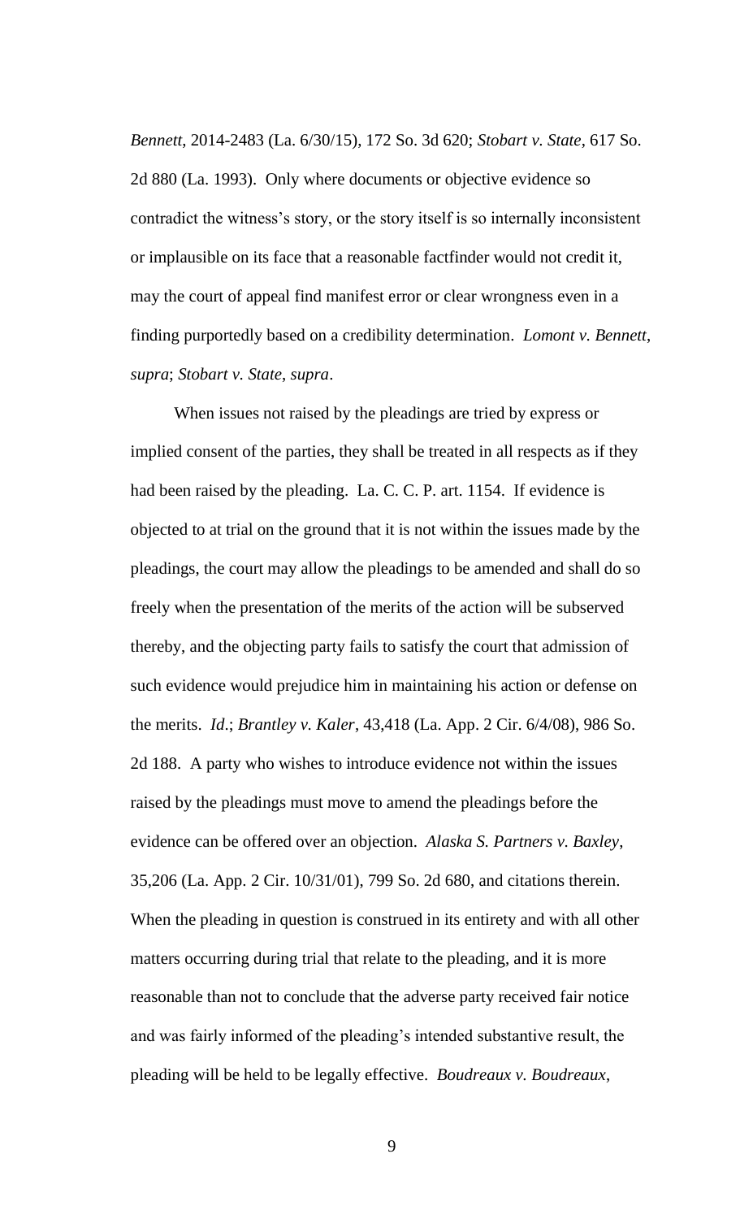*Bennett*, 2014-2483 (La. 6/30/15), 172 So. 3d 620; *Stobart v. State*, 617 So. 2d 880 (La. 1993). Only where documents or objective evidence so contradict the witness's story, or the story itself is so internally inconsistent or implausible on its face that a reasonable factfinder would not credit it, may the court of appeal find manifest error or clear wrongness even in a finding purportedly based on a credibility determination. *Lomont v. Bennett*, *supra*; *Stobart v. State*, *supra*.

When issues not raised by the pleadings are tried by express or implied consent of the parties, they shall be treated in all respects as if they had been raised by the pleading. La. C. C. P. art. 1154. If evidence is objected to at trial on the ground that it is not within the issues made by the pleadings, the court may allow the pleadings to be amended and shall do so freely when the presentation of the merits of the action will be subserved thereby, and the objecting party fails to satisfy the court that admission of such evidence would prejudice him in maintaining his action or defense on the merits. *Id*.; *Brantley v. Kaler*, 43,418 (La. App. 2 Cir. 6/4/08), 986 So. 2d 188. A party who wishes to introduce evidence not within the issues raised by the pleadings must move to amend the pleadings before the evidence can be offered over an objection. *Alaska S. Partners v. Baxley*, 35,206 (La. App. 2 Cir. 10/31/01), 799 So. 2d 680, and citations therein. When the pleading in question is construed in its entirety and with all other matters occurring during trial that relate to the pleading, and it is more reasonable than not to conclude that the adverse party received fair notice and was fairly informed of the pleading's intended substantive result, the pleading will be held to be legally effective. *Boudreaux v. Boudreaux*,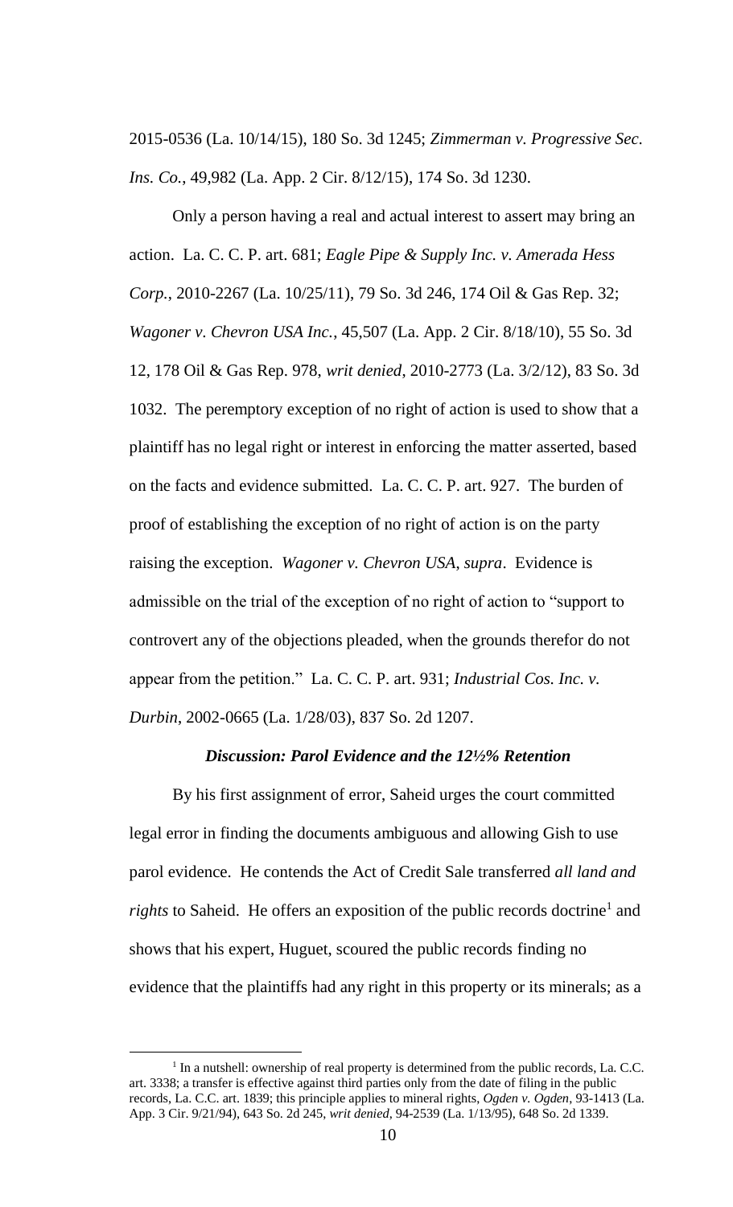2015-0536 (La. 10/14/15), 180 So. 3d 1245; *Zimmerman v. Progressive Sec. Ins. Co.*, 49,982 (La. App. 2 Cir. 8/12/15), 174 So. 3d 1230.

Only a person having a real and actual interest to assert may bring an action. La. C. C. P. art. 681; *Eagle Pipe & Supply Inc. v. Amerada Hess Corp.*, 2010-2267 (La. 10/25/11), 79 So. 3d 246, 174 Oil & Gas Rep. 32; *Wagoner v. Chevron USA Inc.*, 45,507 (La. App. 2 Cir. 8/18/10), 55 So. 3d 12, 178 Oil & Gas Rep. 978, *writ denied*, 2010-2773 (La. 3/2/12), 83 So. 3d 1032. The peremptory exception of no right of action is used to show that a plaintiff has no legal right or interest in enforcing the matter asserted, based on the facts and evidence submitted. La. C. C. P. art. 927. The burden of proof of establishing the exception of no right of action is on the party raising the exception. *Wagoner v. Chevron USA*, *supra*. Evidence is admissible on the trial of the exception of no right of action to "support to controvert any of the objections pleaded, when the grounds therefor do not appear from the petition." La. C. C. P. art. 931; *Industrial Cos. Inc. v. Durbin*, 2002-0665 (La. 1/28/03), 837 So. 2d 1207.

### *Discussion: Parol Evidence and the 12½% Retention*

By his first assignment of error, Saheid urges the court committed legal error in finding the documents ambiguous and allowing Gish to use parol evidence. He contends the Act of Credit Sale transferred *all land and rights* to Saheid. He offers an exposition of the public records doctrine[1] and shows that his expert, Huguet, scoured the public records finding no evidence that the plaintiffs had any right in this property or its minerals; as a

[1] In a nutshell: ownership of real property is determined from the public records, La. C.C. art. 3338; a transfer is effective against third parties only from the date of filing in the public records, La. C.C. art. 1839; this principle applies to mineral rights, *Ogden v. Ogden*, 93-1413 (La. App. 3 Cir. 9/21/94), 643 So. 2d 245, *writ denied*, 94-2539 (La. 1/13/95), 648 So. 2d 1339.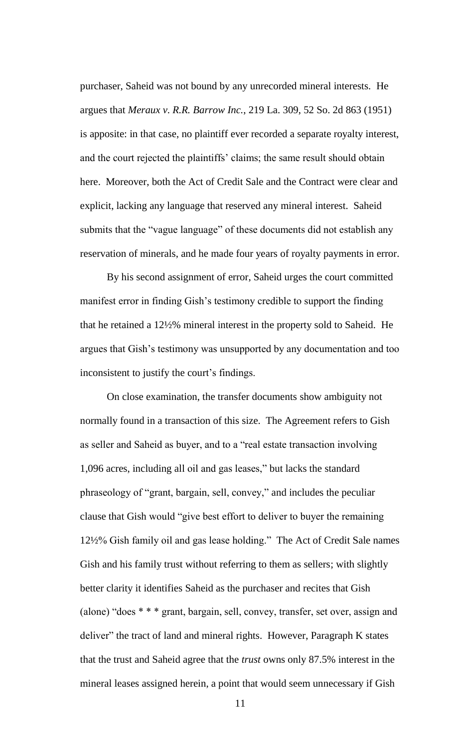purchaser, Saheid was not bound by any unrecorded mineral interests. He argues that *Meraux v. R.R. Barrow Inc.*, 219 La. 309, 52 So. 2d 863 (1951) is apposite: in that case, no plaintiff ever recorded a separate royalty interest, and the court rejected the plaintiffs' claims; the same result should obtain here. Moreover, both the Act of Credit Sale and the Contract were clear and explicit, lacking any language that reserved any mineral interest. Saheid submits that the "vague language" of these documents did not establish any reservation of minerals, and he made four years of royalty payments in error.

By his second assignment of error, Saheid urges the court committed manifest error in finding Gish's testimony credible to support the finding that he retained a 12½% mineral interest in the property sold to Saheid. He argues that Gish's testimony was unsupported by any documentation and too inconsistent to justify the court's findings.

On close examination, the transfer documents show ambiguity not normally found in a transaction of this size. The Agreement refers to Gish as seller and Saheid as buyer, and to a "real estate transaction involving 1,096 acres, including all oil and gas leases," but lacks the standard phraseology of "grant, bargain, sell, convey," and includes the peculiar clause that Gish would "give best effort to deliver to buyer the remaining 12½% Gish family oil and gas lease holding." The Act of Credit Sale names Gish and his family trust without referring to them as sellers; with slightly better clarity it identifies Saheid as the purchaser and recites that Gish (alone) "does * * * grant, bargain, sell, convey, transfer, set over, assign and deliver" the tract of land and mineral rights. However, Paragraph K states that the trust and Saheid agree that the *trust* owns only 87.5% interest in the mineral leases assigned herein, a point that would seem unnecessary if Gish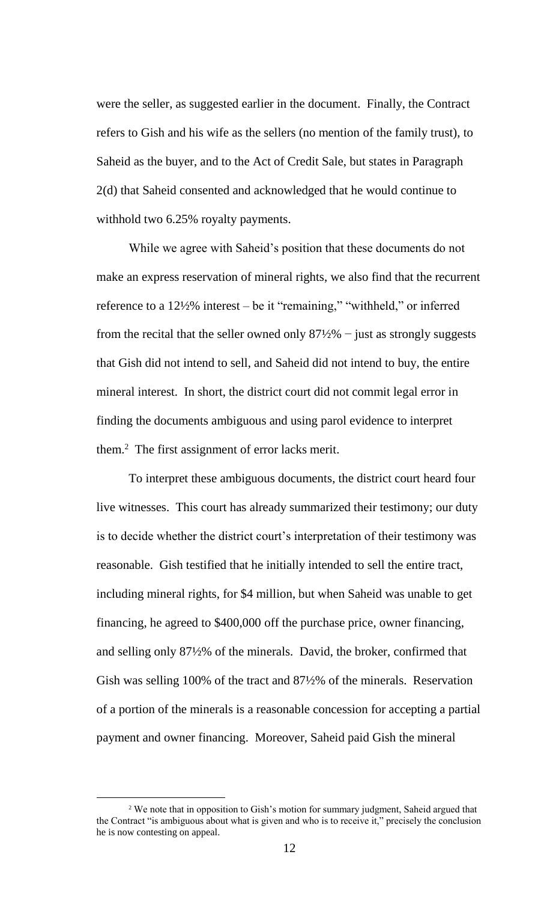were the seller, as suggested earlier in the document. Finally, the Contract refers to Gish and his wife as the sellers (no mention of the family trust), to Saheid as the buyer, and to the Act of Credit Sale, but states in Paragraph 2(d) that Saheid consented and acknowledged that he would continue to withhold two 6.25% royalty payments.

While we agree with Saheid's position that these documents do not make an express reservation of mineral rights, we also find that the recurrent reference to a 12½% interest – be it "remaining," "withheld," or inferred from the recital that the seller owned only 87½% − just as strongly suggests that Gish did not intend to sell, and Saheid did not intend to buy, the entire mineral interest. In short, the district court did not commit legal error in finding the documents ambiguous and using parol evidence to interpret them.[2] The first assignment of error lacks merit.

To interpret these ambiguous documents, the district court heard four live witnesses. This court has already summarized their testimony; our duty is to decide whether the district court's interpretation of their testimony was reasonable. Gish testified that he initially intended to sell the entire tract, including mineral rights, for $4 million, but when Saheid was unable to get financing, he agreed to $400,000 off the purchase price, owner financing, and selling only 87½% of the minerals. David, the broker, confirmed that Gish was selling 100% of the tract and 87½% of the minerals. Reservation of a portion of the minerals is a reasonable concession for accepting a partial payment and owner financing. Moreover, Saheid paid Gish the mineral

---

[2] We note that in opposition to Gish's motion for summary judgment, Saheid argued that the Contract "is ambiguous about what is given and who is to receive it," precisely the conclusion he is now contesting on appeal.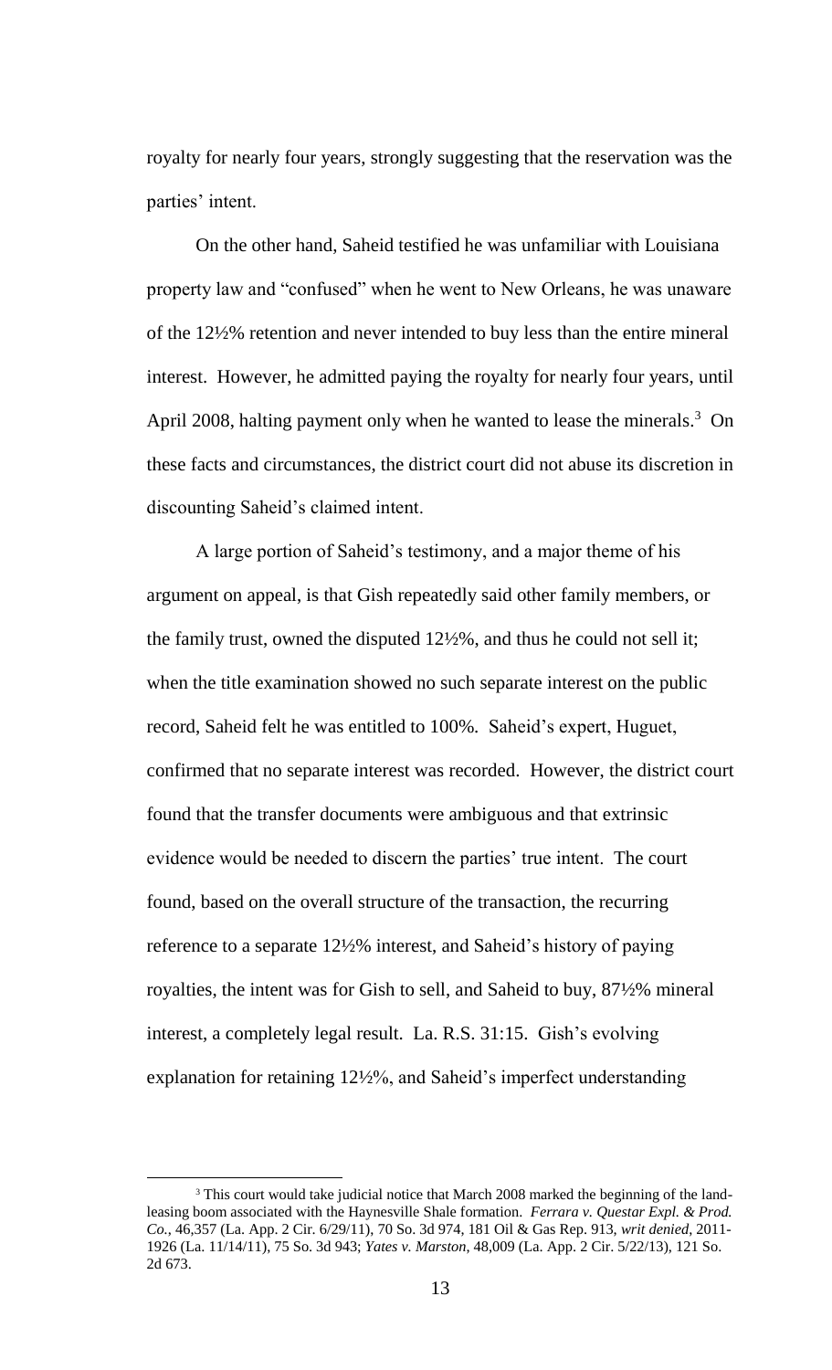royalty for nearly four years, strongly suggesting that the reservation was the parties' intent.

On the other hand, Saheid testified he was unfamiliar with Louisiana property law and "confused" when he went to New Orleans, he was unaware of the 12½% retention and never intended to buy less than the entire mineral interest. However, he admitted paying the royalty for nearly four years, until April 2008, halting payment only when he wanted to lease the minerals.[3] On these facts and circumstances, the district court did not abuse its discretion in discounting Saheid's claimed intent.

A large portion of Saheid's testimony, and a major theme of his argument on appeal, is that Gish repeatedly said other family members, or the family trust, owned the disputed 12½%, and thus he could not sell it; when the title examination showed no such separate interest on the public record, Saheid felt he was entitled to 100%. Saheid's expert, Huguet, confirmed that no separate interest was recorded. However, the district court found that the transfer documents were ambiguous and that extrinsic evidence would be needed to discern the parties' true intent. The court found, based on the overall structure of the transaction, the recurring reference to a separate 12½% interest, and Saheid's history of paying royalties, the intent was for Gish to sell, and Saheid to buy, 87½% mineral interest, a completely legal result. La. R.S. 31:15. Gish's evolving explanation for retaining 12½%, and Saheid's imperfect understanding

---

[3] This court would take judicial notice that March 2008 marked the beginning of the land-leasing boom associated with the Haynesville Shale formation. *Ferrara v. Questar Expl. & Prod. Co.*, 46,357 (La. App. 2 Cir. 6/29/11), 70 So. 3d 974, 181 Oil & Gas Rep. 913, *writ denied*, 2011-1926 (La. 11/14/11), 75 So. 3d 943; *Yates v. Marston*, 48,009 (La. App. 2 Cir. 5/22/13), 121 So. 2d 673.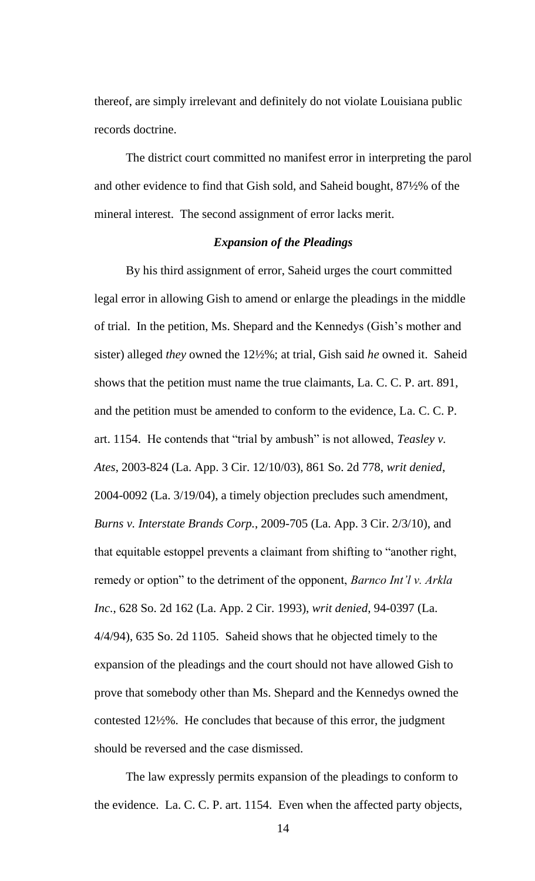thereof, are simply irrelevant and definitely do not violate Louisiana public records doctrine.

The district court committed no manifest error in interpreting the parol and other evidence to find that Gish sold, and Saheid bought, 87½% of the mineral interest. The second assignment of error lacks merit.

### *Expansion of the Pleadings*

By his third assignment of error, Saheid urges the court committed legal error in allowing Gish to amend or enlarge the pleadings in the middle of trial. In the petition, Ms. Shepard and the Kennedys (Gish's mother and sister) alleged *they* owned the 12½%; at trial, Gish said *he* owned it. Saheid shows that the petition must name the true claimants, La. C. C. P. art. 891, and the petition must be amended to conform to the evidence, La. C. C. P. art. 1154. He contends that "trial by ambush" is not allowed, *Teasley v. Ates*, 2003-824 (La. App. 3 Cir. 12/10/03), 861 So. 2d 778, *writ denied*, 2004-0092 (La. 3/19/04), a timely objection precludes such amendment, *Burns v. Interstate Brands Corp.*, 2009-705 (La. App. 3 Cir. 2/3/10), and that equitable estoppel prevents a claimant from shifting to "another right, remedy or option" to the detriment of the opponent, *Barnco Int'l v. Arkla Inc.*, 628 So. 2d 162 (La. App. 2 Cir. 1993), *writ denied*, 94-0397 (La. 4/4/94), 635 So. 2d 1105. Saheid shows that he objected timely to the expansion of the pleadings and the court should not have allowed Gish to prove that somebody other than Ms. Shepard and the Kennedys owned the contested 12½%. He concludes that because of this error, the judgment should be reversed and the case dismissed.

The law expressly permits expansion of the pleadings to conform to the evidence. La. C. C. P. art. 1154. Even when the affected party objects,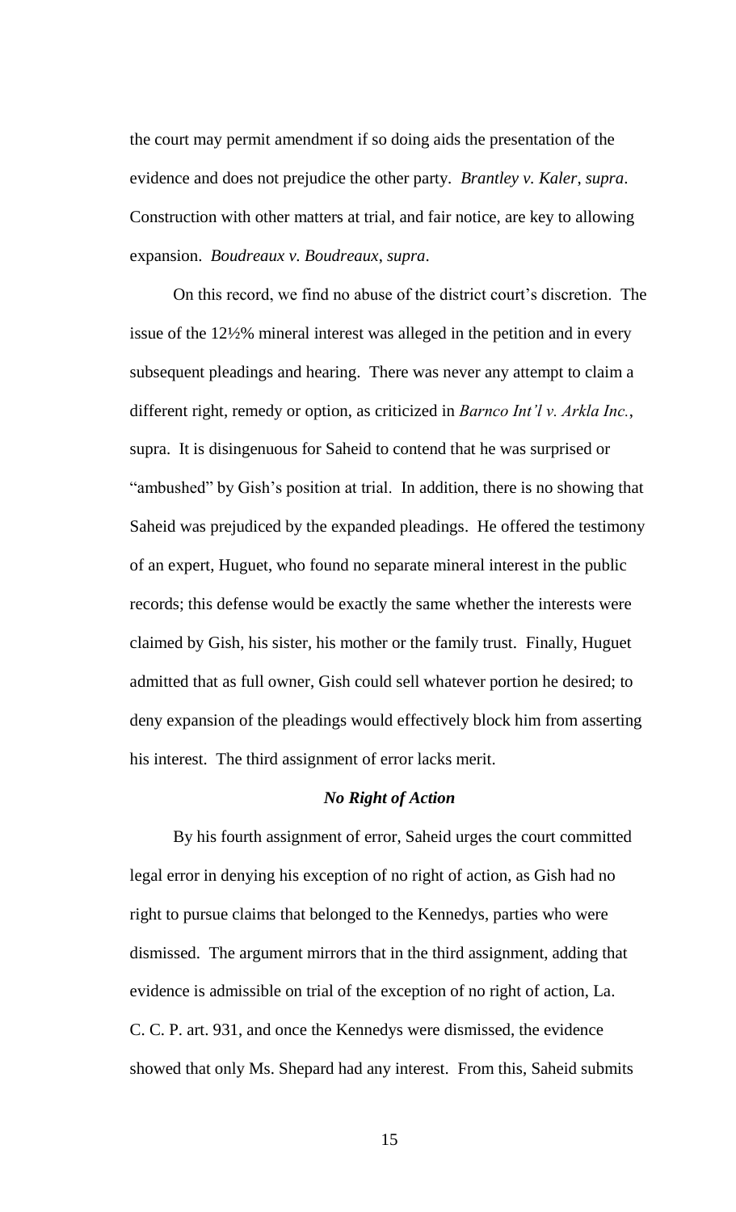the court may permit amendment if so doing aids the presentation of the evidence and does not prejudice the other party. *Brantley v. Kaler*, *supra*. Construction with other matters at trial, and fair notice, are key to allowing expansion. *Boudreaux v. Boudreaux*, *supra*.

On this record, we find no abuse of the district court's discretion. The issue of the 12½% mineral interest was alleged in the petition and in every subsequent pleadings and hearing. There was never any attempt to claim a different right, remedy or option, as criticized in *Barnco Int'l v. Arkla Inc.*, supra. It is disingenuous for Saheid to contend that he was surprised or "ambushed" by Gish's position at trial. In addition, there is no showing that Saheid was prejudiced by the expanded pleadings. He offered the testimony of an expert, Huguet, who found no separate mineral interest in the public records; this defense would be exactly the same whether the interests were claimed by Gish, his sister, his mother or the family trust. Finally, Huguet admitted that as full owner, Gish could sell whatever portion he desired; to deny expansion of the pleadings would effectively block him from asserting his interest. The third assignment of error lacks merit.

### *No Right of Action*

By his fourth assignment of error, Saheid urges the court committed legal error in denying his exception of no right of action, as Gish had no right to pursue claims that belonged to the Kennedys, parties who were dismissed. The argument mirrors that in the third assignment, adding that evidence is admissible on trial of the exception of no right of action, La. C. C. P. art. 931, and once the Kennedys were dismissed, the evidence showed that only Ms. Shepard had any interest. From this, Saheid submits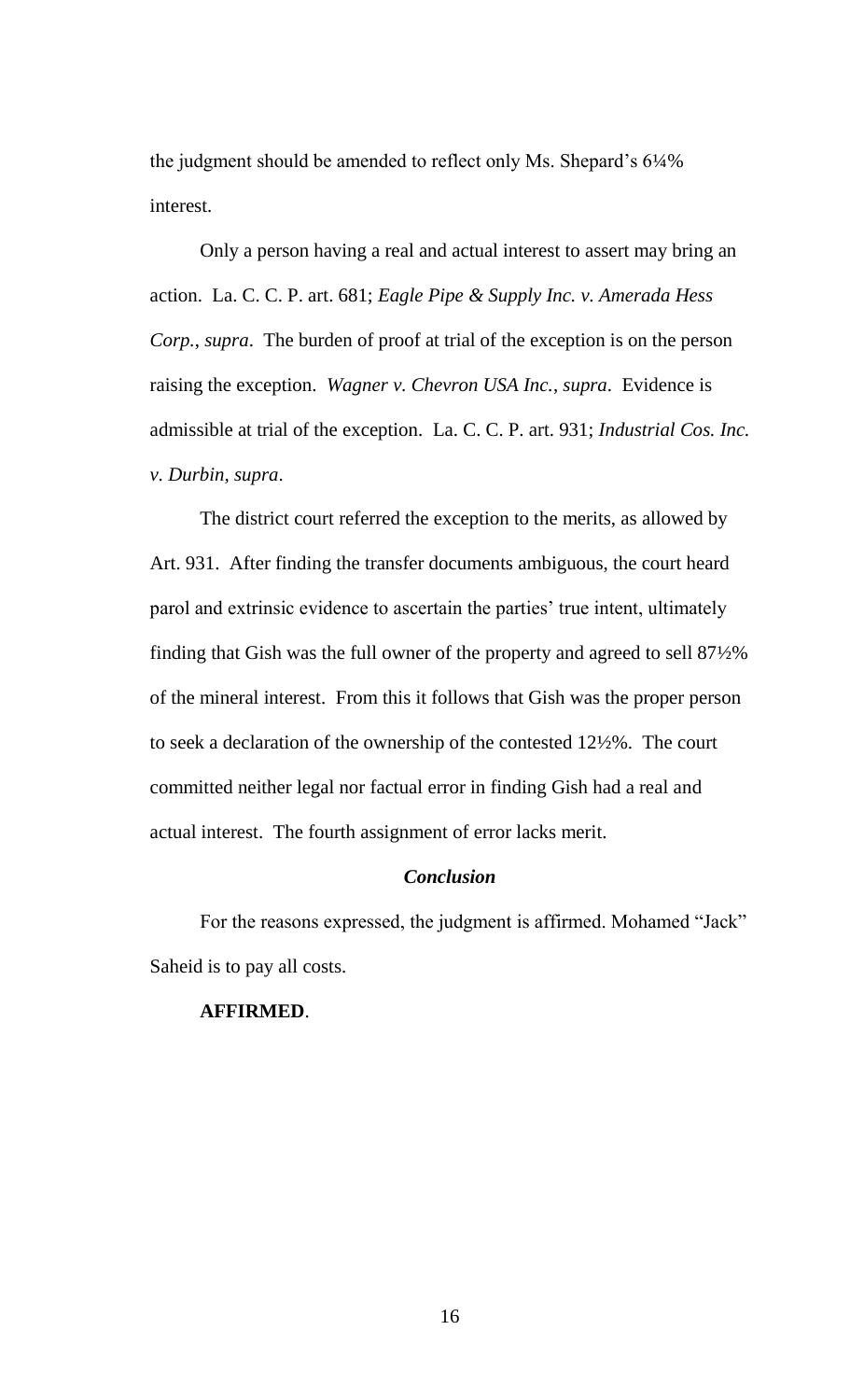the judgment should be amended to reflect only Ms. Shepard's 6¼% interest.

Only a person having a real and actual interest to assert may bring an action. La. C. C. P. art. 681; *Eagle Pipe & Supply Inc. v. Amerada Hess Corp.*, *supra*. The burden of proof at trial of the exception is on the person raising the exception. *Wagner v. Chevron USA Inc.*, *supra*. Evidence is admissible at trial of the exception. La. C. C. P. art. 931; *Industrial Cos. Inc. v. Durbin*, *supra*.

The district court referred the exception to the merits, as allowed by Art. 931. After finding the transfer documents ambiguous, the court heard parol and extrinsic evidence to ascertain the parties' true intent, ultimately finding that Gish was the full owner of the property and agreed to sell 87½% of the mineral interest. From this it follows that Gish was the proper person to seek a declaration of the ownership of the contested 12½%. The court committed neither legal nor factual error in finding Gish had a real and actual interest. The fourth assignment of error lacks merit.

### *Conclusion*

For the reasons expressed, the judgment is affirmed. Mohamed "Jack" Saheid is to pay all costs.

**AFFIRMED**.